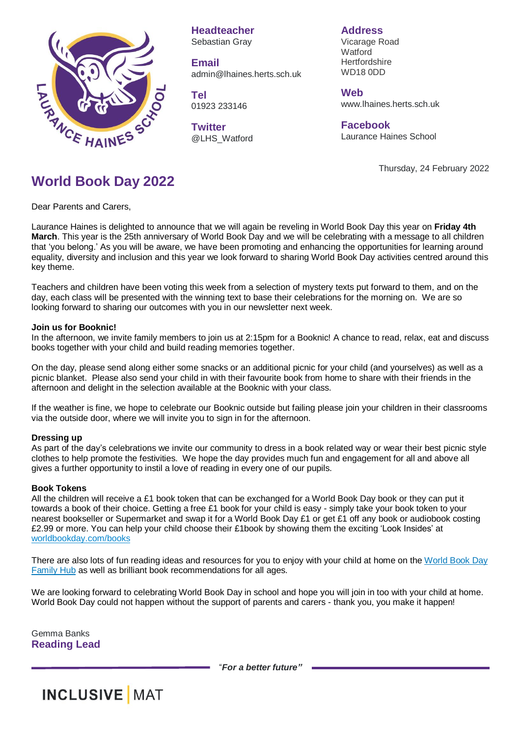**Headteacher**
Sebastian Gray

**Email**
admin@lhaines.herts.sch.uk

**Tel**
01923 233146

**Twitter**
@LHS_Watford

**Address**
Vicarage Road
Watford
Hertfordshire
WD18 0DD

**Web**
www.lhaines.herts.sch.uk

**Facebook**
Laurance Haines School

Thursday, 24 February 2022

# World Book Day 2022

Dear Parents and Carers,

Laurance Haines is delighted to announce that we will again be reveling in World Book Day this year on **Friday 4th March**. This year is the 25th anniversary of World Book Day and we will be celebrating with a message to all children that 'you belong.' As you will be aware, we have been promoting and enhancing the opportunities for learning around equality, diversity and inclusion and this year we look forward to sharing World Book Day activities centred around this key theme.

Teachers and children have been voting this week from a selection of mystery texts put forward to them, and on the day, each class will be presented with the winning text to base their celebrations for the morning on. We are so looking forward to sharing our outcomes with you in our newsletter next week.

**Join us for Booknic!**
In the afternoon, we invite family members to join us at 2:15pm for a Booknic! A chance to read, relax, eat and discuss books together with your child and build reading memories together.

On the day, please send along either some snacks or an additional picnic for your child (and yourselves) as well as a picnic blanket. Please also send your child in with their favourite book from home to share with their friends in the afternoon and delight in the selection available at the Booknic with your class.

If the weather is fine, we hope to celebrate our Booknic outside but failing please join your children in their classrooms via the outside door, where we will invite you to sign in for the afternoon.

**Dressing up**
As part of the day's celebrations we invite our community to dress in a book related way or wear their best picnic style clothes to help promote the festivities. We hope the day provides much fun and engagement for all and above all gives a further opportunity to instil a love of reading in every one of our pupils.

**Book Tokens**
All the children will receive a £1 book token that can be exchanged for a World Book Day book or they can put it towards a book of their choice. Getting a free £1 book for your child is easy - simply take your book token to your nearest bookseller or Supermarket and swap it for a World Book Day £1 or get £1 off any book or audiobook costing £2.99 or more. You can help your child choose their £1book by showing them the exciting 'Look Insides' at [worldbookday.com/books](worldbookday.com/books)

There are also lots of fun reading ideas and resources for you to enjoy with your child at home on the World Book Day Family Hub as well as brilliant book recommendations for all ages.

We are looking forward to celebrating World Book Day in school and hope you will join in too with your child at home. World Book Day could not happen without the support of parents and carers - thank you, you make it happen!

Gemma Banks
**Reading Lead**

"***For a better future***"

INCLUSIVE | MAT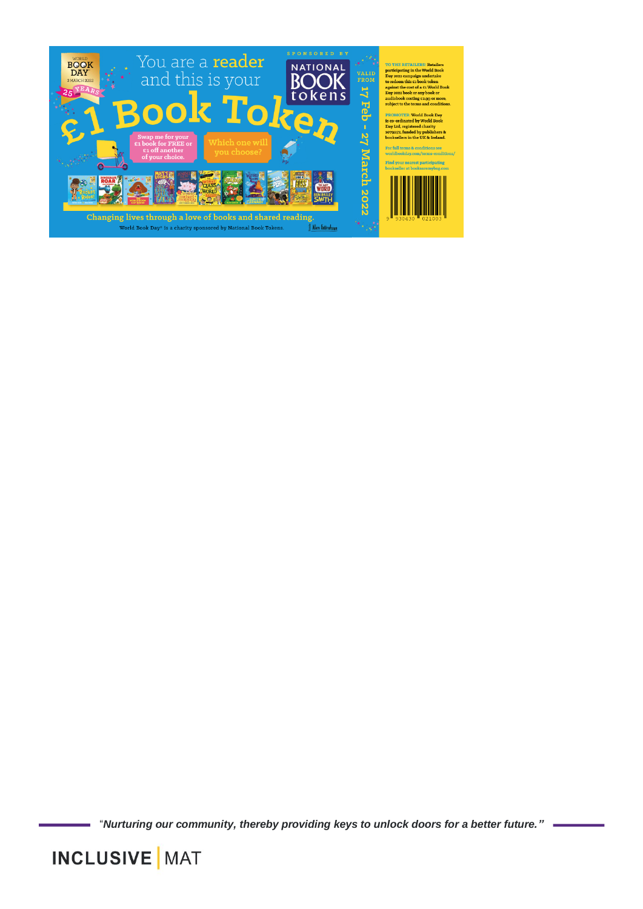WORLD BOOK DAY 3 MARCH 2022

25 YEARS

You are a **reader** and this is your

# £1 Book Token

SPONSORED BY

NATIONAL BOOK tokens

Swap me for your £1 book for FREE or £1 off another of your choice.

Which one will you choose?

Changing lives through a love of books and shared reading.

World Book Day® is a charity sponsored by National Book Tokens.

VALID FROM 17 Feb - 27 March 2022

TO THE RETAILERS: Retailers participating in the World Book Day 2022 campaign undertake to redeem this £1 book token against the cost of a £1 World Book Day 2022 book or any book or audiobook costing £2.99 or more, subject to the terms and conditions.

PROMOTER: World Book Day is co-ordinated by World Book Day Ltd, registered charity 1079257, funded by publishers & booksellers in the UK & Ireland.

For full terms & conditions see worldbookday.com/terms-conditions/

Find your nearest participating bookseller at booksaremybag.com

9 930430 021003